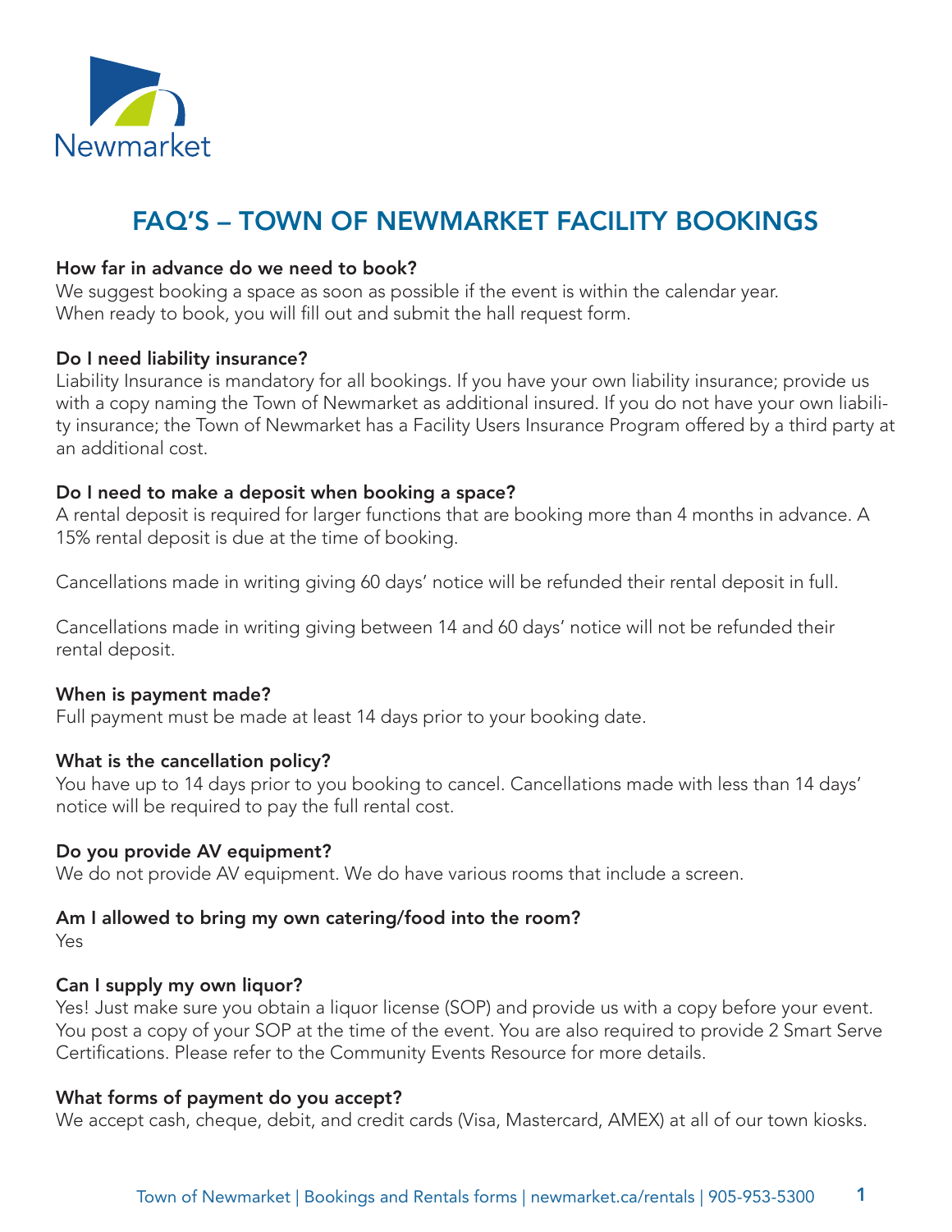Newmarket

# FAQ'S – TOWN OF NEWMARKET FACILITY BOOKINGS

**How far in advance do we need to book?**
We suggest booking a space as soon as possible if the event is within the calendar year. When ready to book, you will fill out and submit the hall request form.

**Do I need liability insurance?**
Liability Insurance is mandatory for all bookings. If you have your own liability insurance; provide us with a copy naming the Town of Newmarket as additional insured. If you do not have your own liability insurance; the Town of Newmarket has a Facility Users Insurance Program offered by a third party at an additional cost.

**Do I need to make a deposit when booking a space?**
A rental deposit is required for larger functions that are booking more than 4 months in advance. A 15% rental deposit is due at the time of booking.

Cancellations made in writing giving 60 days' notice will be refunded their rental deposit in full.

Cancellations made in writing giving between 14 and 60 days' notice will not be refunded their rental deposit.

**When is payment made?**
Full payment must be made at least 14 days prior to your booking date.

**What is the cancellation policy?**
You have up to 14 days prior to you booking to cancel. Cancellations made with less than 14 days' notice will be required to pay the full rental cost.

**Do you provide AV equipment?**
We do not provide AV equipment. We do have various rooms that include a screen.

**Am I allowed to bring my own catering/food into the room?**
Yes

**Can I supply my own liquor?**
Yes! Just make sure you obtain a liquor license (SOP) and provide us with a copy before your event. You post a copy of your SOP at the time of the event. You are also required to provide 2 Smart Serve Certifications. Please refer to the Community Events Resource for more details.

**What forms of payment do you accept?**
We accept cash, cheque, debit, and credit cards (Visa, Mastercard, AMEX) at all of our town kiosks.

Town of Newmarket | Bookings and Rentals forms | newmarket.ca/rentals | 905-953-5300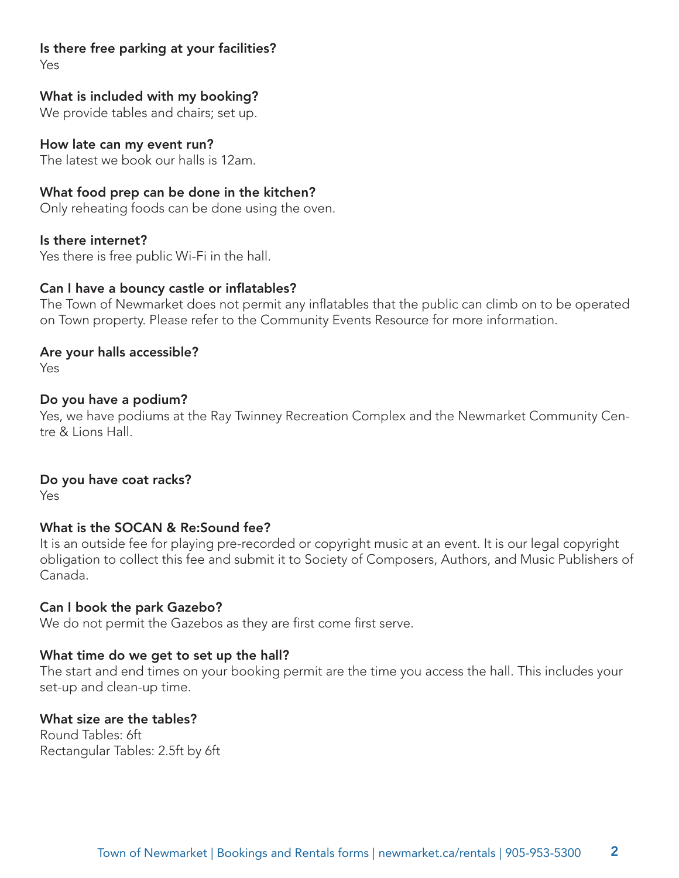**Is there free parking at your facilities?**
Yes

**What is included with my booking?**
We provide tables and chairs; set up.

**How late can my event run?**
The latest we book our halls is 12am.

**What food prep can be done in the kitchen?**
Only reheating foods can be done using the oven.

**Is there internet?**
Yes there is free public Wi-Fi in the hall.

**Can I have a bouncy castle or inflatables?**
The Town of Newmarket does not permit any inflatables that the public can climb on to be operated on Town property. Please refer to the Community Events Resource for more information.

**Are your halls accessible?**
Yes

**Do you have a podium?**
Yes, we have podiums at the Ray Twinney Recreation Complex and the Newmarket Community Centre & Lions Hall.

**Do you have coat racks?**
Yes

**What is the SOCAN & Re:Sound fee?**
It is an outside fee for playing pre-recorded or copyright music at an event. It is our legal copyright obligation to collect this fee and submit it to Society of Composers, Authors, and Music Publishers of Canada.

**Can I book the park Gazebo?**
We do not permit the Gazebos as they are first come first serve.

**What time do we get to set up the hall?**
The start and end times on your booking permit are the time you access the hall. This includes your set-up and clean-up time.

**What size are the tables?**
Round Tables: 6ft
Rectangular Tables: 2.5ft by 6ft

Town of Newmarket | Bookings and Rentals forms | newmarket.ca/rentals | 905-953-5300